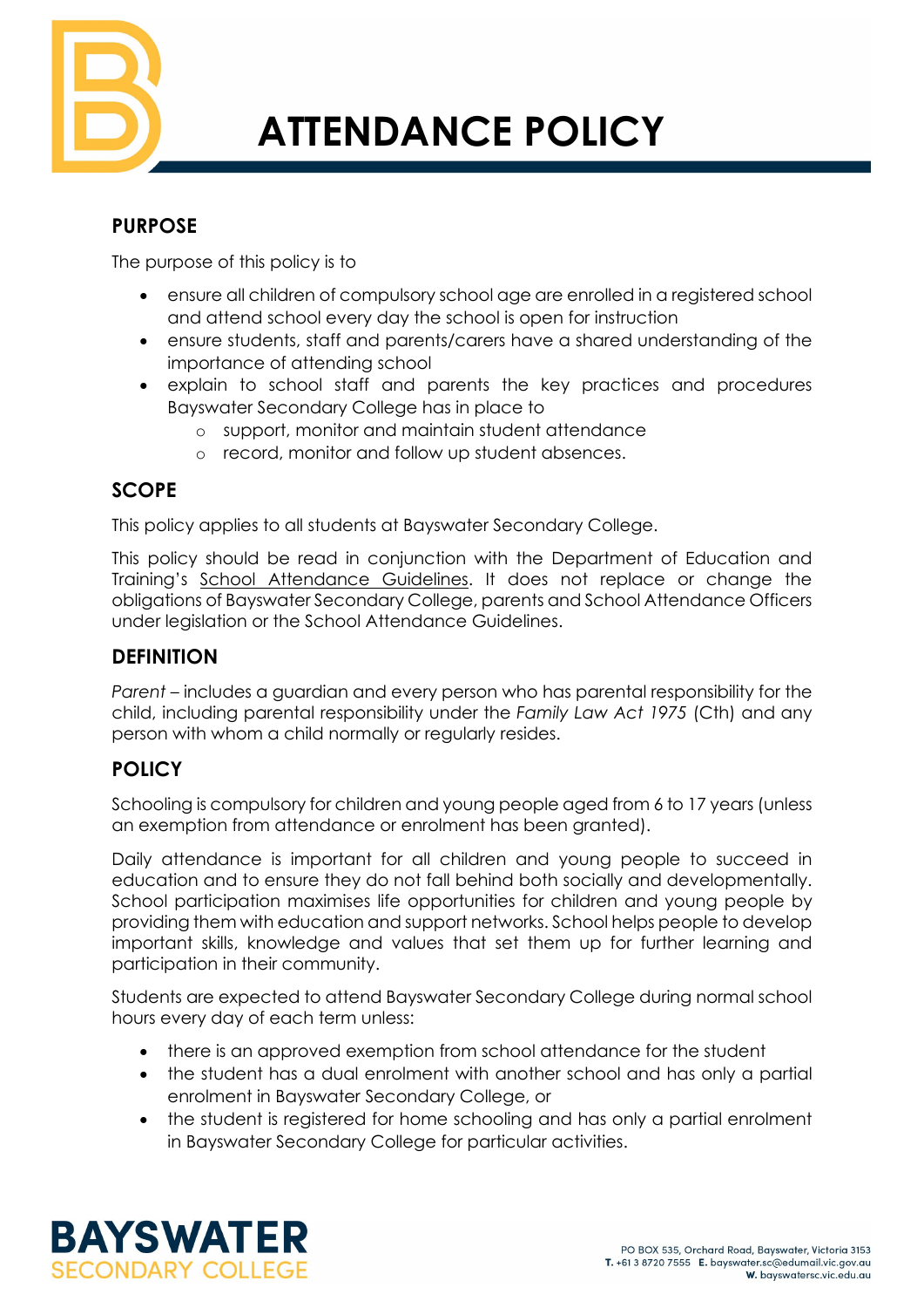# ATTENDANCE POLICY

## PURPOSE

The purpose of this policy is to

- ensure all children of compulsory school age are enrolled in a registered school and attend school every day the school is open for instruction
- ensure students, staff and parents/carers have a shared understanding of the importance of attending school
- explain to school staff and parents the key practices and procedures Bayswater Secondary College has in place to
  - support, monitor and maintain student attendance
  - record, monitor and follow up student absences.

## SCOPE

This policy applies to all students at Bayswater Secondary College.

This policy should be read in conjunction with the Department of Education and Training's School Attendance Guidelines. It does not replace or change the obligations of Bayswater Secondary College, parents and School Attendance Officers under legislation or the School Attendance Guidelines.

## DEFINITION

*Parent* – includes a guardian and every person who has parental responsibility for the child, including parental responsibility under the *Family Law Act 1975* (Cth) and any person with whom a child normally or regularly resides.

## POLICY

Schooling is compulsory for children and young people aged from 6 to 17 years (unless an exemption from attendance or enrolment has been granted).

Daily attendance is important for all children and young people to succeed in education and to ensure they do not fall behind both socially and developmentally. School participation maximises life opportunities for children and young people by providing them with education and support networks. School helps people to develop important skills, knowledge and values that set them up for further learning and participation in their community.

Students are expected to attend Bayswater Secondary College during normal school hours every day of each term unless:

- there is an approved exemption from school attendance for the student
- the student has a dual enrolment with another school and has only a partial enrolment in Bayswater Secondary College, or
- the student is registered for home schooling and has only a partial enrolment in Bayswater Secondary College for particular activities.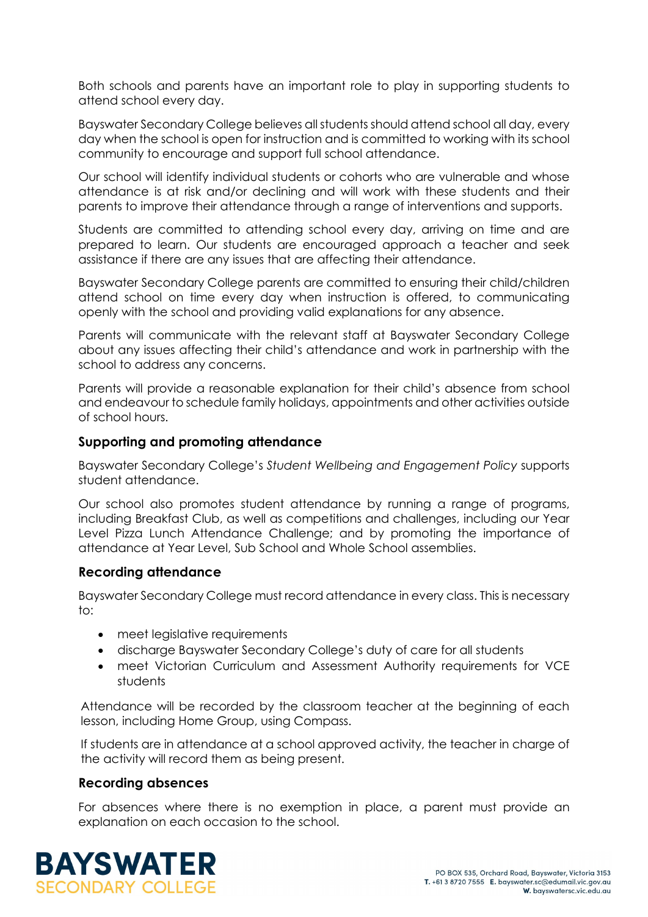Both schools and parents have an important role to play in supporting students to attend school every day.

Bayswater Secondary College believes all students should attend school all day, every day when the school is open for instruction and is committed to working with its school community to encourage and support full school attendance.

Our school will identify individual students or cohorts who are vulnerable and whose attendance is at risk and/or declining and will work with these students and their parents to improve their attendance through a range of interventions and supports.

Students are committed to attending school every day, arriving on time and are prepared to learn. Our students are encouraged approach a teacher and seek assistance if there are any issues that are affecting their attendance.

Bayswater Secondary College parents are committed to ensuring their child/children attend school on time every day when instruction is offered, to communicating openly with the school and providing valid explanations for any absence.

Parents will communicate with the relevant staff at Bayswater Secondary College about any issues affecting their child's attendance and work in partnership with the school to address any concerns.

Parents will provide a reasonable explanation for their child's absence from school and endeavour to schedule family holidays, appointments and other activities outside of school hours.

### Supporting and promoting attendance

Bayswater Secondary College's *Student Wellbeing and Engagement Policy* supports student attendance.

Our school also promotes student attendance by running a range of programs, including Breakfast Club, as well as competitions and challenges, including our Year Level Pizza Lunch Attendance Challenge; and by promoting the importance of attendance at Year Level, Sub School and Whole School assemblies.

### Recording attendance

Bayswater Secondary College must record attendance in every class. This is necessary to:

- meet legislative requirements
- discharge Bayswater Secondary College's duty of care for all students
- meet Victorian Curriculum and Assessment Authority requirements for VCE students

Attendance will be recorded by the classroom teacher at the beginning of each lesson, including Home Group, using Compass.

If students are in attendance at a school approved activity, the teacher in charge of the activity will record them as being present.

### Recording absences

For absences where there is no exemption in place, a parent must provide an explanation on each occasion to the school.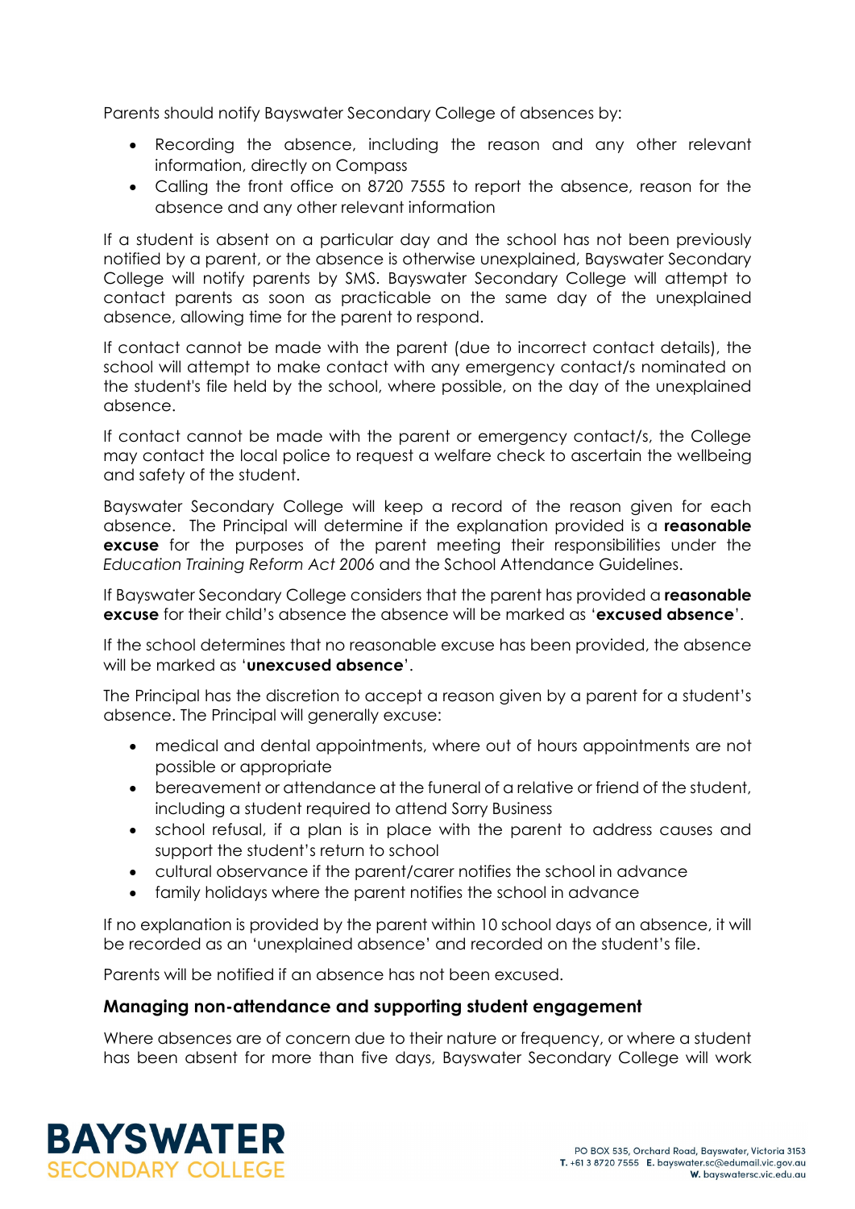Parents should notify Bayswater Secondary College of absences by:

- Recording the absence, including the reason and any other relevant information, directly on Compass
- Calling the front office on 8720 7555 to report the absence, reason for the absence and any other relevant information

If a student is absent on a particular day and the school has not been previously notified by a parent, or the absence is otherwise unexplained, Bayswater Secondary College will notify parents by SMS. Bayswater Secondary College will attempt to contact parents as soon as practicable on the same day of the unexplained absence, allowing time for the parent to respond.

If contact cannot be made with the parent (due to incorrect contact details), the school will attempt to make contact with any emergency contact/s nominated on the student's file held by the school, where possible, on the day of the unexplained absence.

If contact cannot be made with the parent or emergency contact/s, the College may contact the local police to request a welfare check to ascertain the wellbeing and safety of the student.

Bayswater Secondary College will keep a record of the reason given for each absence. The Principal will determine if the explanation provided is a **reasonable excuse** for the purposes of the parent meeting their responsibilities under the *Education Training Reform Act 2006* and the School Attendance Guidelines.

If Bayswater Secondary College considers that the parent has provided a **reasonable excuse** for their child's absence the absence will be marked as '**excused absence**'.

If the school determines that no reasonable excuse has been provided, the absence will be marked as '**unexcused absence**'.

The Principal has the discretion to accept a reason given by a parent for a student's absence. The Principal will generally excuse:

- medical and dental appointments, where out of hours appointments are not possible or appropriate
- bereavement or attendance at the funeral of a relative or friend of the student, including a student required to attend Sorry Business
- school refusal, if a plan is in place with the parent to address causes and support the student's return to school
- cultural observance if the parent/carer notifies the school in advance
- family holidays where the parent notifies the school in advance

If no explanation is provided by the parent within 10 school days of an absence, it will be recorded as an 'unexplained absence' and recorded on the student's file.

Parents will be notified if an absence has not been excused.

### Managing non-attendance and supporting student engagement

Where absences are of concern due to their nature or frequency, or where a student has been absent for more than five days, Bayswater Secondary College will work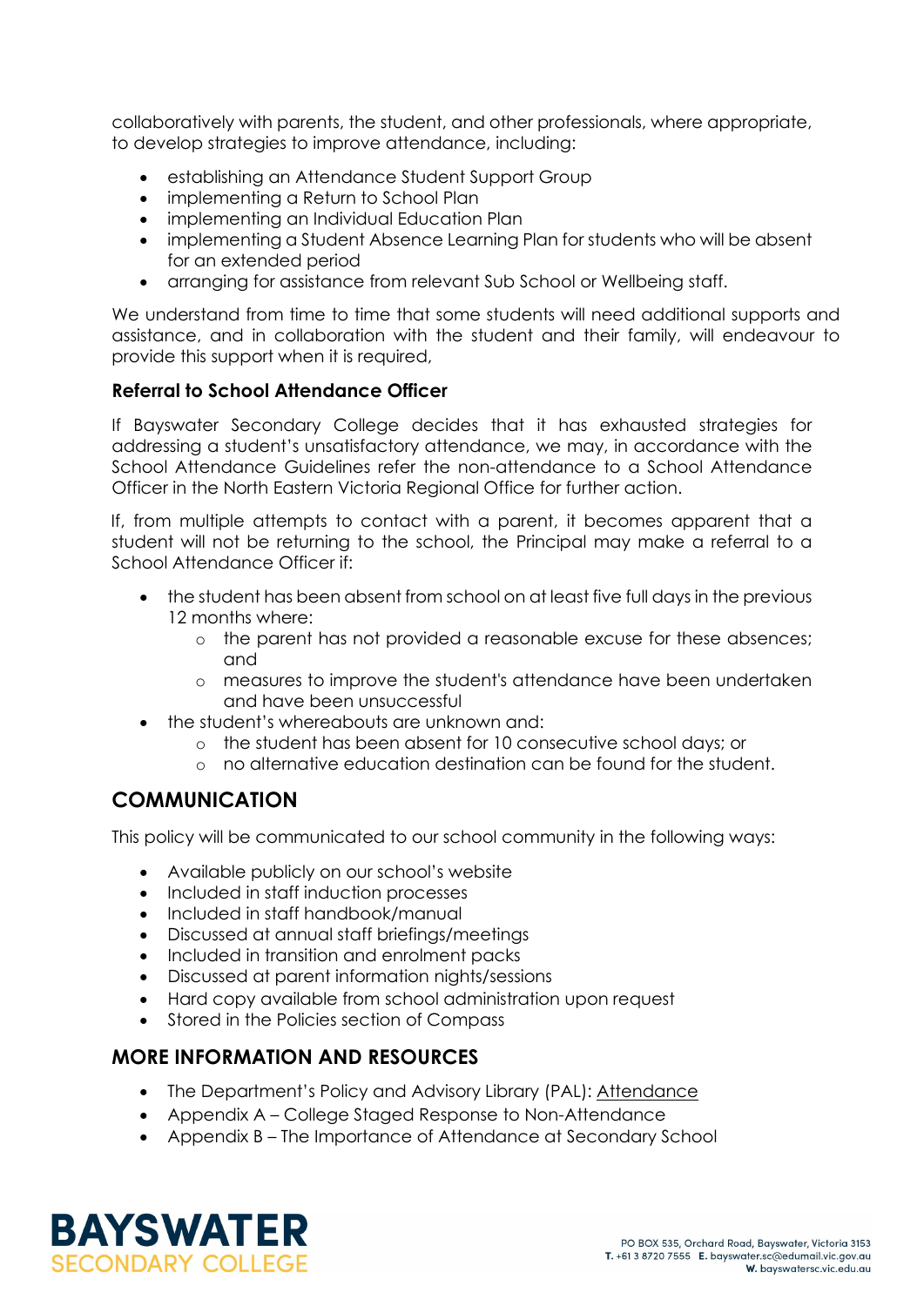collaboratively with parents, the student, and other professionals, where appropriate, to develop strategies to improve attendance, including:

- establishing an Attendance Student Support Group
- implementing a Return to School Plan
- implementing an Individual Education Plan
- implementing a Student Absence Learning Plan for students who will be absent for an extended period
- arranging for assistance from relevant Sub School or Wellbeing staff.

We understand from time to time that some students will need additional supports and assistance, and in collaboration with the student and their family, will endeavour to provide this support when it is required,

### Referral to School Attendance Officer

If Bayswater Secondary College decides that it has exhausted strategies for addressing a student's unsatisfactory attendance, we may, in accordance with the School Attendance Guidelines refer the non-attendance to a School Attendance Officer in the North Eastern Victoria Regional Office for further action.

If, from multiple attempts to contact with a parent, it becomes apparent that a student will not be returning to the school, the Principal may make a referral to a School Attendance Officer if:

- the student has been absent from school on at least five full days in the previous 12 months where:
  - the parent has not provided a reasonable excuse for these absences; and
  - measures to improve the student's attendance have been undertaken and have been unsuccessful
- the student's whereabouts are unknown and:
  - the student has been absent for 10 consecutive school days; or
  - no alternative education destination can be found for the student.

## COMMUNICATION

This policy will be communicated to our school community in the following ways:

- Available publicly on our school's website
- Included in staff induction processes
- Included in staff handbook/manual
- Discussed at annual staff briefings/meetings
- Included in transition and enrolment packs
- Discussed at parent information nights/sessions
- Hard copy available from school administration upon request
- Stored in the Policies section of Compass

## MORE INFORMATION AND RESOURCES

- The Department's Policy and Advisory Library (PAL): Attendance
- Appendix A – College Staged Response to Non-Attendance
- Appendix B – The Importance of Attendance at Secondary School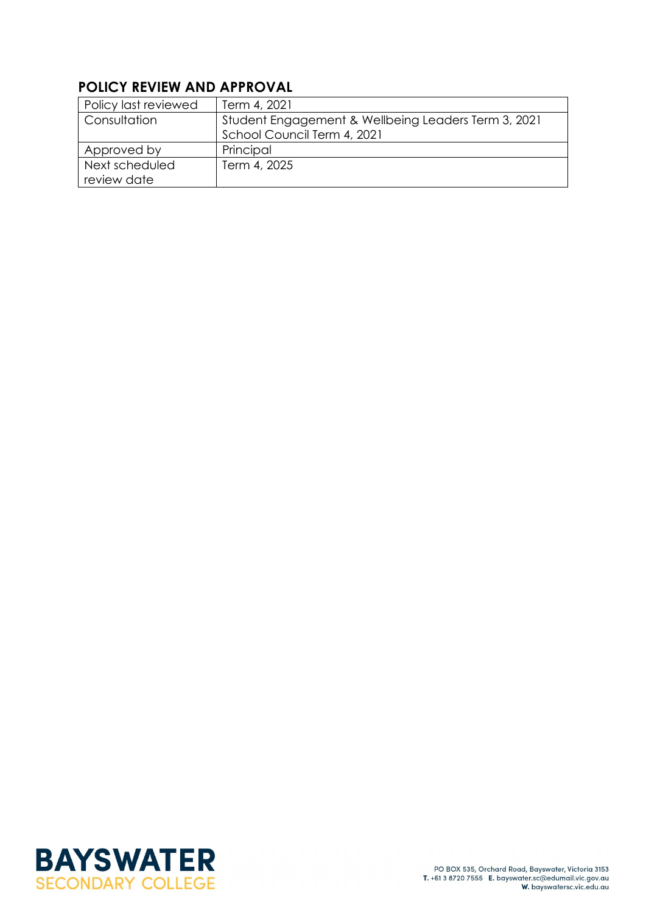## POLICY REVIEW AND APPROVAL

| | |
|---|---|
| Policy last reviewed | Term 4, 2021 |
| Consultation | Student Engagement & Wellbeing Leaders Term 3, 2021<br>School Council Term 4, 2021 |
| Approved by | Principal |
| Next scheduled review date | Term 4, 2025 |